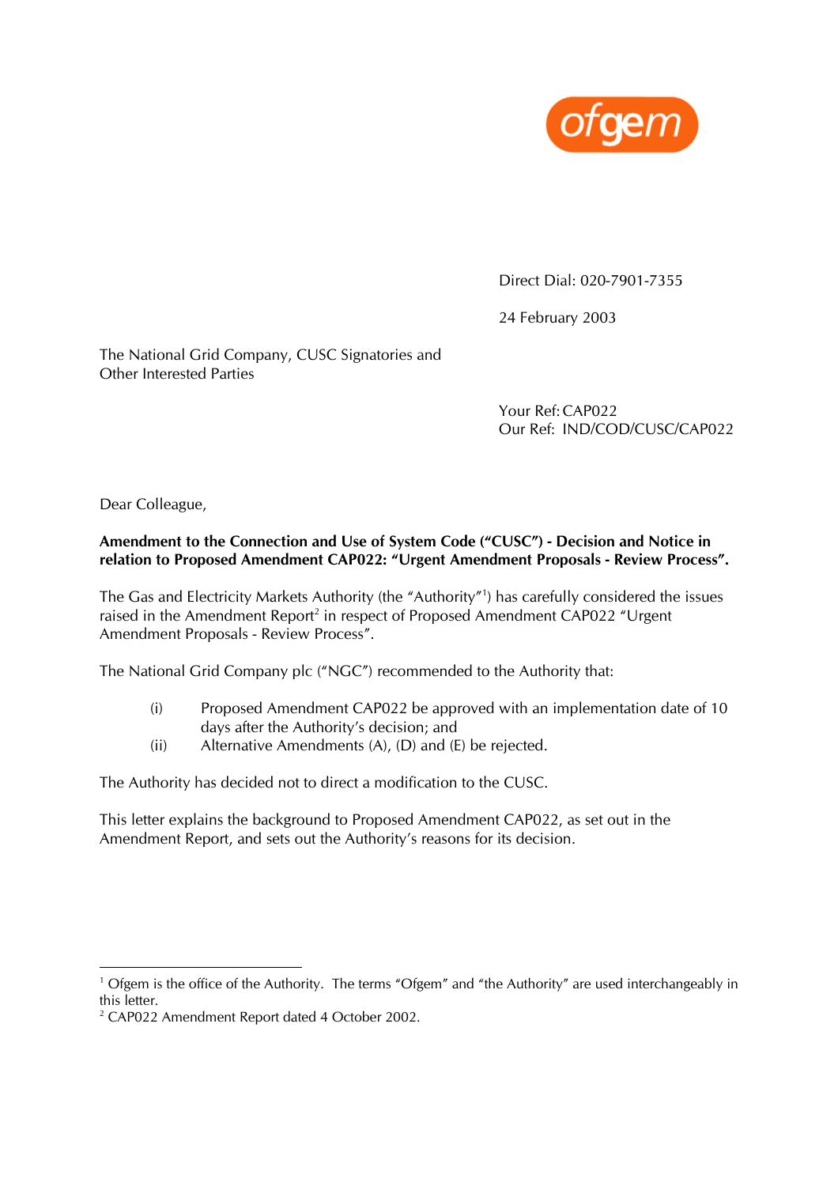ofgem

Direct Dial: 020-7901-7355

24 February 2003

The National Grid Company, CUSC Signatories and Other Interested Parties

Your Ref: CAP022
Our Ref: IND/COD/CUSC/CAP022

Dear Colleague,

**Amendment to the Connection and Use of System Code ("CUSC") - Decision and Notice in relation to Proposed Amendment CAP022: "Urgent Amendment Proposals - Review Process".**

The Gas and Electricity Markets Authority (the "Authority"[1]) has carefully considered the issues raised in the Amendment Report[2] in respect of Proposed Amendment CAP022 "Urgent Amendment Proposals - Review Process".

The National Grid Company plc ("NGC") recommended to the Authority that:

(i) Proposed Amendment CAP022 be approved with an implementation date of 10 days after the Authority's decision; and
(ii) Alternative Amendments (A), (D) and (E) be rejected.

The Authority has decided not to direct a modification to the CUSC.

This letter explains the background to Proposed Amendment CAP022, as set out in the Amendment Report, and sets out the Authority's reasons for its decision.

---

[1] Ofgem is the office of the Authority. The terms "Ofgem" and "the Authority" are used interchangeably in this letter.
[2] CAP022 Amendment Report dated 4 October 2002.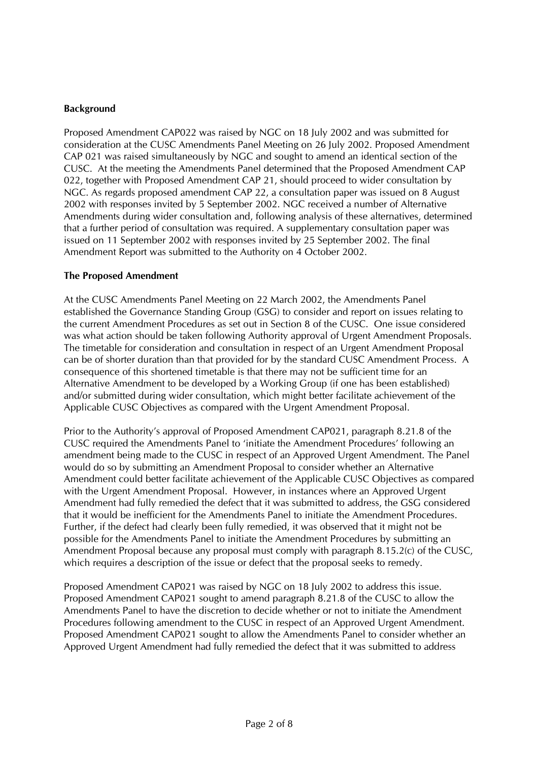**Background**

Proposed Amendment CAP022 was raised by NGC on 18 July 2002 and was submitted for consideration at the CUSC Amendments Panel Meeting on 26 July 2002. Proposed Amendment CAP 021 was raised simultaneously by NGC and sought to amend an identical section of the CUSC. At the meeting the Amendments Panel determined that the Proposed Amendment CAP 022, together with Proposed Amendment CAP 21, should proceed to wider consultation by NGC. As regards proposed amendment CAP 22, a consultation paper was issued on 8 August 2002 with responses invited by 5 September 2002. NGC received a number of Alternative Amendments during wider consultation and, following analysis of these alternatives, determined that a further period of consultation was required. A supplementary consultation paper was issued on 11 September 2002 with responses invited by 25 September 2002. The final Amendment Report was submitted to the Authority on 4 October 2002.

**The Proposed Amendment**

At the CUSC Amendments Panel Meeting on 22 March 2002, the Amendments Panel established the Governance Standing Group (GSG) to consider and report on issues relating to the current Amendment Procedures as set out in Section 8 of the CUSC. One issue considered was what action should be taken following Authority approval of Urgent Amendment Proposals. The timetable for consideration and consultation in respect of an Urgent Amendment Proposal can be of shorter duration than that provided for by the standard CUSC Amendment Process. A consequence of this shortened timetable is that there may not be sufficient time for an Alternative Amendment to be developed by a Working Group (if one has been established) and/or submitted during wider consultation, which might better facilitate achievement of the Applicable CUSC Objectives as compared with the Urgent Amendment Proposal.

Prior to the Authority's approval of Proposed Amendment CAP021, paragraph 8.21.8 of the CUSC required the Amendments Panel to 'initiate the Amendment Procedures' following an amendment being made to the CUSC in respect of an Approved Urgent Amendment. The Panel would do so by submitting an Amendment Proposal to consider whether an Alternative Amendment could better facilitate achievement of the Applicable CUSC Objectives as compared with the Urgent Amendment Proposal. However, in instances where an Approved Urgent Amendment had fully remedied the defect that it was submitted to address, the GSG considered that it would be inefficient for the Amendments Panel to initiate the Amendment Procedures. Further, if the defect had clearly been fully remedied, it was observed that it might not be possible for the Amendments Panel to initiate the Amendment Procedures by submitting an Amendment Proposal because any proposal must comply with paragraph 8.15.2(c) of the CUSC, which requires a description of the issue or defect that the proposal seeks to remedy.

Proposed Amendment CAP021 was raised by NGC on 18 July 2002 to address this issue. Proposed Amendment CAP021 sought to amend paragraph 8.21.8 of the CUSC to allow the Amendments Panel to have the discretion to decide whether or not to initiate the Amendment Procedures following amendment to the CUSC in respect of an Approved Urgent Amendment. Proposed Amendment CAP021 sought to allow the Amendments Panel to consider whether an Approved Urgent Amendment had fully remedied the defect that it was submitted to address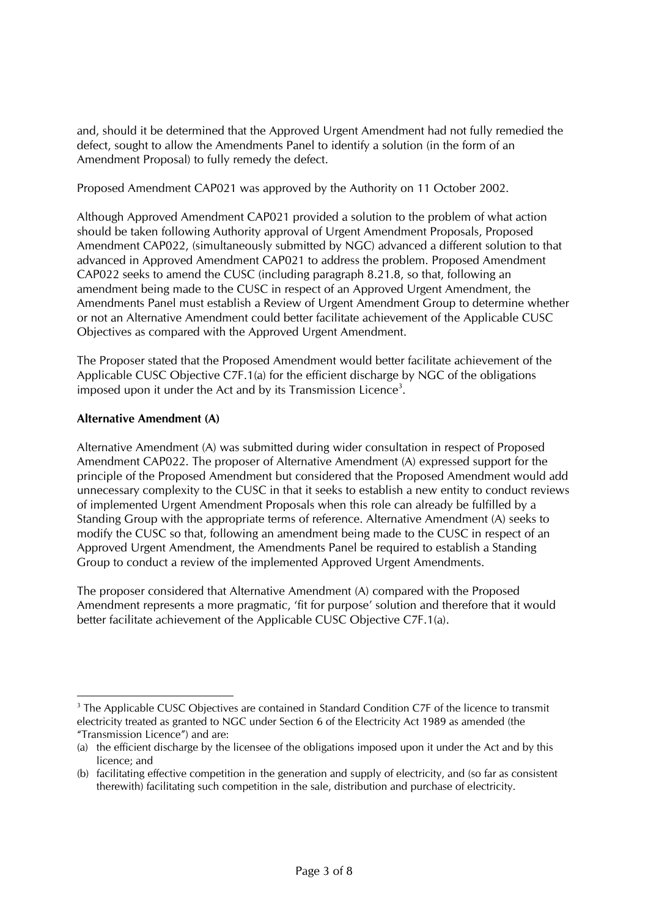and, should it be determined that the Approved Urgent Amendment had not fully remedied the defect, sought to allow the Amendments Panel to identify a solution (in the form of an Amendment Proposal) to fully remedy the defect.

Proposed Amendment CAP021 was approved by the Authority on 11 October 2002.

Although Approved Amendment CAP021 provided a solution to the problem of what action should be taken following Authority approval of Urgent Amendment Proposals, Proposed Amendment CAP022, (simultaneously submitted by NGC) advanced a different solution to that advanced in Approved Amendment CAP021 to address the problem. Proposed Amendment CAP022 seeks to amend the CUSC (including paragraph 8.21.8, so that, following an amendment being made to the CUSC in respect of an Approved Urgent Amendment, the Amendments Panel must establish a Review of Urgent Amendment Group to determine whether or not an Alternative Amendment could better facilitate achievement of the Applicable CUSC Objectives as compared with the Approved Urgent Amendment.

The Proposer stated that the Proposed Amendment would better facilitate achievement of the Applicable CUSC Objective C7F.1(a) for the efficient discharge by NGC of the obligations imposed upon it under the Act and by its Transmission Licence[3].

**Alternative Amendment (A)**

Alternative Amendment (A) was submitted during wider consultation in respect of Proposed Amendment CAP022. The proposer of Alternative Amendment (A) expressed support for the principle of the Proposed Amendment but considered that the Proposed Amendment would add unnecessary complexity to the CUSC in that it seeks to establish a new entity to conduct reviews of implemented Urgent Amendment Proposals when this role can already be fulfilled by a Standing Group with the appropriate terms of reference. Alternative Amendment (A) seeks to modify the CUSC so that, following an amendment being made to the CUSC in respect of an Approved Urgent Amendment, the Amendments Panel be required to establish a Standing Group to conduct a review of the implemented Approved Urgent Amendments.

The proposer considered that Alternative Amendment (A) compared with the Proposed Amendment represents a more pragmatic, 'fit for purpose' solution and therefore that it would better facilitate achievement of the Applicable CUSC Objective C7F.1(a).

---

[3] The Applicable CUSC Objectives are contained in Standard Condition C7F of the licence to transmit electricity treated as granted to NGC under Section 6 of the Electricity Act 1989 as amended (the "Transmission Licence") and are:

(a) the efficient discharge by the licensee of the obligations imposed upon it under the Act and by this licence; and

(b) facilitating effective competition in the generation and supply of electricity, and (so far as consistent therewith) facilitating such competition in the sale, distribution and purchase of electricity.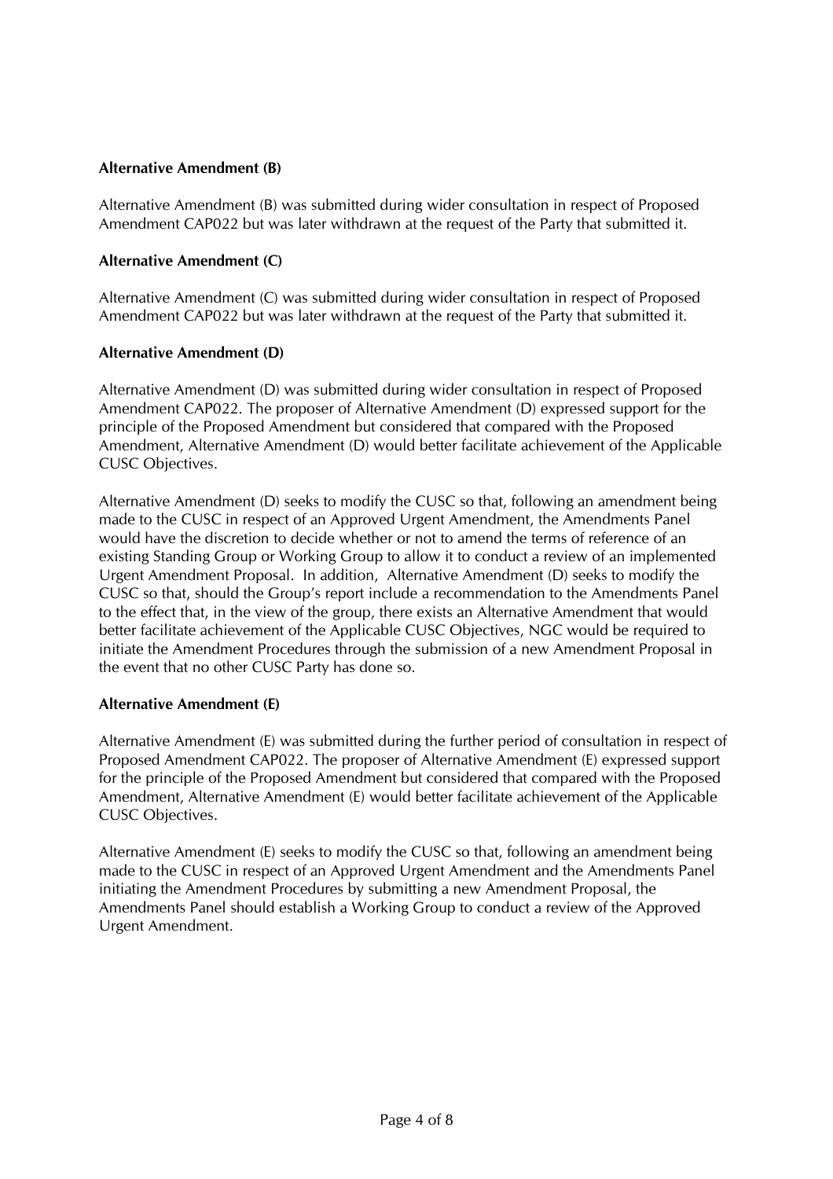**Alternative Amendment (B)**

Alternative Amendment (B) was submitted during wider consultation in respect of Proposed Amendment CAP022 but was later withdrawn at the request of the Party that submitted it.

**Alternative Amendment (C)**

Alternative Amendment (C) was submitted during wider consultation in respect of Proposed Amendment CAP022 but was later withdrawn at the request of the Party that submitted it.

**Alternative Amendment (D)**

Alternative Amendment (D) was submitted during wider consultation in respect of Proposed Amendment CAP022. The proposer of Alternative Amendment (D) expressed support for the principle of the Proposed Amendment but considered that compared with the Proposed Amendment, Alternative Amendment (D) would better facilitate achievement of the Applicable CUSC Objectives.

Alternative Amendment (D) seeks to modify the CUSC so that, following an amendment being made to the CUSC in respect of an Approved Urgent Amendment, the Amendments Panel would have the discretion to decide whether or not to amend the terms of reference of an existing Standing Group or Working Group to allow it to conduct a review of an implemented Urgent Amendment Proposal. In addition, Alternative Amendment (D) seeks to modify the CUSC so that, should the Group's report include a recommendation to the Amendments Panel to the effect that, in the view of the group, there exists an Alternative Amendment that would better facilitate achievement of the Applicable CUSC Objectives, NGC would be required to initiate the Amendment Procedures through the submission of a new Amendment Proposal in the event that no other CUSC Party has done so.

**Alternative Amendment (E)**

Alternative Amendment (E) was submitted during the further period of consultation in respect of Proposed Amendment CAP022. The proposer of Alternative Amendment (E) expressed support for the principle of the Proposed Amendment but considered that compared with the Proposed Amendment, Alternative Amendment (E) would better facilitate achievement of the Applicable CUSC Objectives.

Alternative Amendment (E) seeks to modify the CUSC so that, following an amendment being made to the CUSC in respect of an Approved Urgent Amendment and the Amendments Panel initiating the Amendment Procedures by submitting a new Amendment Proposal, the Amendments Panel should establish a Working Group to conduct a review of the Approved Urgent Amendment.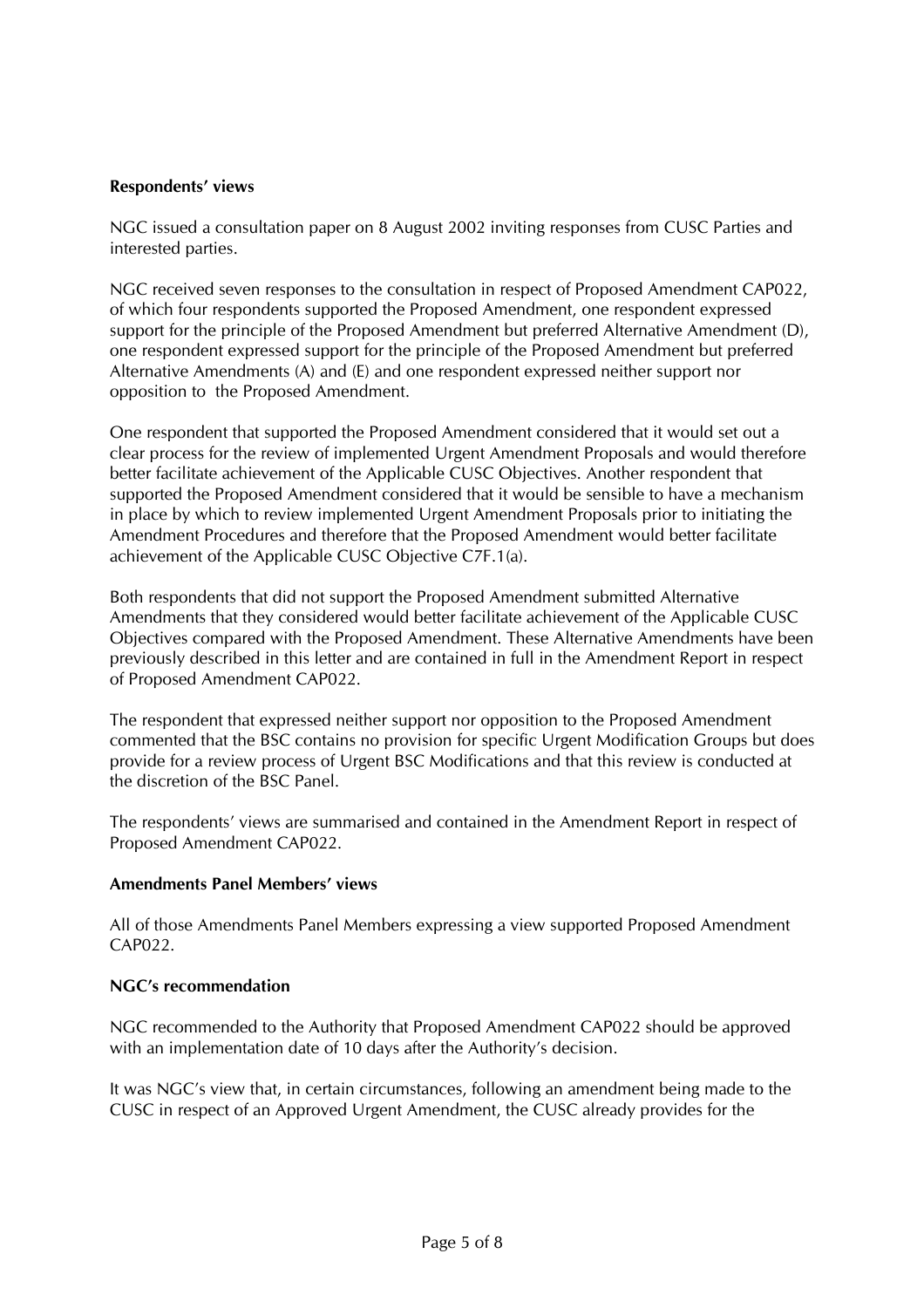**Respondents' views**

NGC issued a consultation paper on 8 August 2002 inviting responses from CUSC Parties and interested parties.

NGC received seven responses to the consultation in respect of Proposed Amendment CAP022, of which four respondents supported the Proposed Amendment, one respondent expressed support for the principle of the Proposed Amendment but preferred Alternative Amendment (D), one respondent expressed support for the principle of the Proposed Amendment but preferred Alternative Amendments (A) and (E) and one respondent expressed neither support nor opposition to the Proposed Amendment.

One respondent that supported the Proposed Amendment considered that it would set out a clear process for the review of implemented Urgent Amendment Proposals and would therefore better facilitate achievement of the Applicable CUSC Objectives. Another respondent that supported the Proposed Amendment considered that it would be sensible to have a mechanism in place by which to review implemented Urgent Amendment Proposals prior to initiating the Amendment Procedures and therefore that the Proposed Amendment would better facilitate achievement of the Applicable CUSC Objective C7F.1(a).

Both respondents that did not support the Proposed Amendment submitted Alternative Amendments that they considered would better facilitate achievement of the Applicable CUSC Objectives compared with the Proposed Amendment. These Alternative Amendments have been previously described in this letter and are contained in full in the Amendment Report in respect of Proposed Amendment CAP022.

The respondent that expressed neither support nor opposition to the Proposed Amendment commented that the BSC contains no provision for specific Urgent Modification Groups but does provide for a review process of Urgent BSC Modifications and that this review is conducted at the discretion of the BSC Panel.

The respondents' views are summarised and contained in the Amendment Report in respect of Proposed Amendment CAP022.

**Amendments Panel Members' views**

All of those Amendments Panel Members expressing a view supported Proposed Amendment CAP022.

**NGC's recommendation**

NGC recommended to the Authority that Proposed Amendment CAP022 should be approved with an implementation date of 10 days after the Authority's decision.

It was NGC's view that, in certain circumstances, following an amendment being made to the CUSC in respect of an Approved Urgent Amendment, the CUSC already provides for the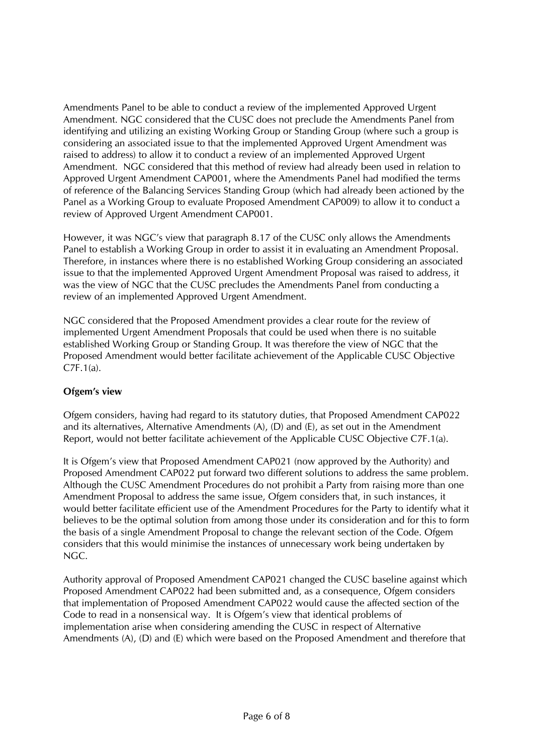Amendments Panel to be able to conduct a review of the implemented Approved Urgent Amendment. NGC considered that the CUSC does not preclude the Amendments Panel from identifying and utilizing an existing Working Group or Standing Group (where such a group is considering an associated issue to that the implemented Approved Urgent Amendment was raised to address) to allow it to conduct a review of an implemented Approved Urgent Amendment. NGC considered that this method of review had already been used in relation to Approved Urgent Amendment CAP001, where the Amendments Panel had modified the terms of reference of the Balancing Services Standing Group (which had already been actioned by the Panel as a Working Group to evaluate Proposed Amendment CAP009) to allow it to conduct a review of Approved Urgent Amendment CAP001.

However, it was NGC's view that paragraph 8.17 of the CUSC only allows the Amendments Panel to establish a Working Group in order to assist it in evaluating an Amendment Proposal. Therefore, in instances where there is no established Working Group considering an associated issue to that the implemented Approved Urgent Amendment Proposal was raised to address, it was the view of NGC that the CUSC precludes the Amendments Panel from conducting a review of an implemented Approved Urgent Amendment.

NGC considered that the Proposed Amendment provides a clear route for the review of implemented Urgent Amendment Proposals that could be used when there is no suitable established Working Group or Standing Group. It was therefore the view of NGC that the Proposed Amendment would better facilitate achievement of the Applicable CUSC Objective C7F.1(a).

**Ofgem's view**

Ofgem considers, having had regard to its statutory duties, that Proposed Amendment CAP022 and its alternatives, Alternative Amendments (A), (D) and (E), as set out in the Amendment Report, would not better facilitate achievement of the Applicable CUSC Objective C7F.1(a).

It is Ofgem's view that Proposed Amendment CAP021 (now approved by the Authority) and Proposed Amendment CAP022 put forward two different solutions to address the same problem. Although the CUSC Amendment Procedures do not prohibit a Party from raising more than one Amendment Proposal to address the same issue, Ofgem considers that, in such instances, it would better facilitate efficient use of the Amendment Procedures for the Party to identify what it believes to be the optimal solution from among those under its consideration and for this to form the basis of a single Amendment Proposal to change the relevant section of the Code. Ofgem considers that this would minimise the instances of unnecessary work being undertaken by NGC.

Authority approval of Proposed Amendment CAP021 changed the CUSC baseline against which Proposed Amendment CAP022 had been submitted and, as a consequence, Ofgem considers that implementation of Proposed Amendment CAP022 would cause the affected section of the Code to read in a nonsensical way. It is Ofgem's view that identical problems of implementation arise when considering amending the CUSC in respect of Alternative Amendments (A), (D) and (E) which were based on the Proposed Amendment and therefore that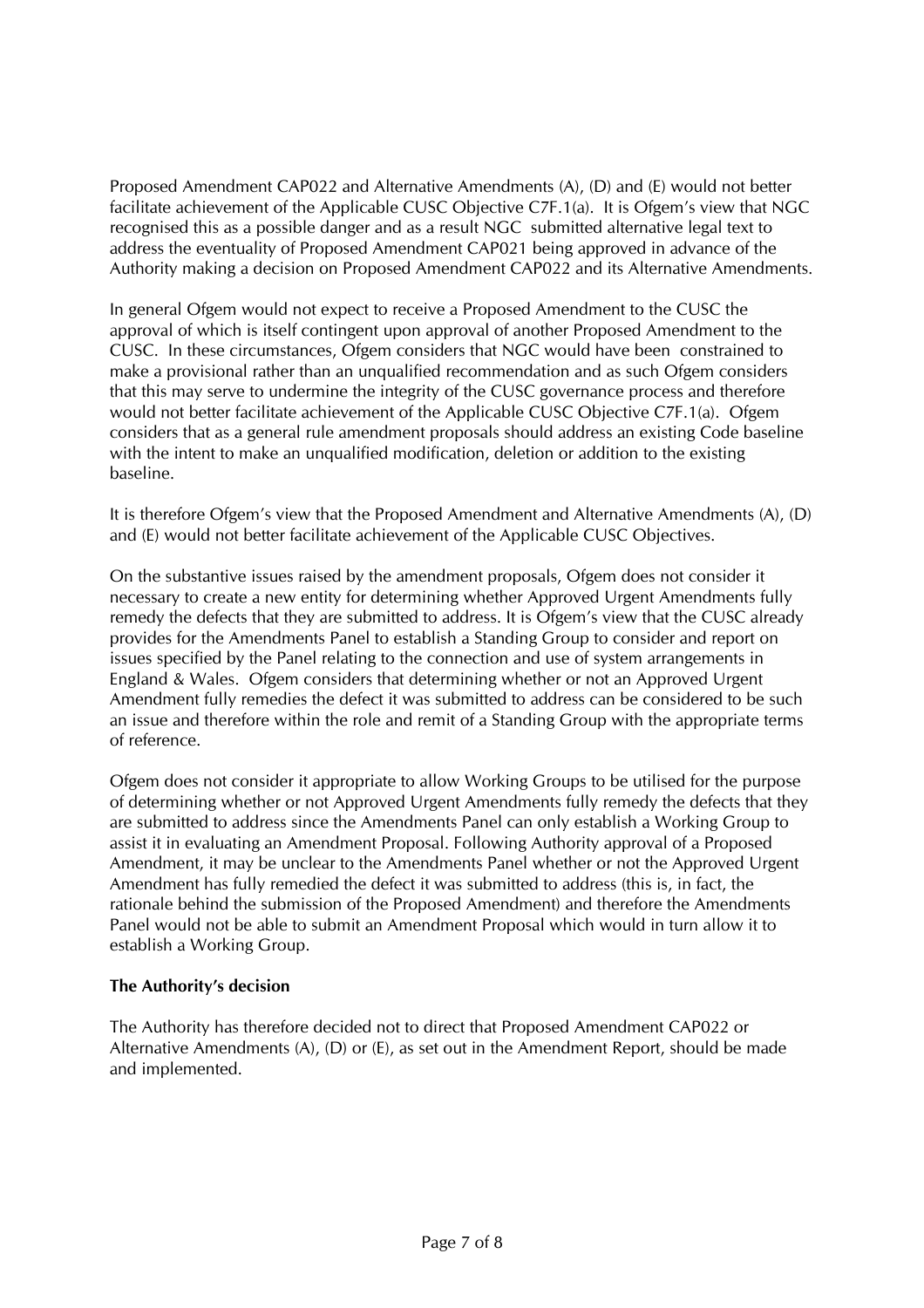Proposed Amendment CAP022 and Alternative Amendments (A), (D) and (E) would not better facilitate achievement of the Applicable CUSC Objective C7F.1(a). It is Ofgem's view that NGC recognised this as a possible danger and as a result NGC submitted alternative legal text to address the eventuality of Proposed Amendment CAP021 being approved in advance of the Authority making a decision on Proposed Amendment CAP022 and its Alternative Amendments.

In general Ofgem would not expect to receive a Proposed Amendment to the CUSC the approval of which is itself contingent upon approval of another Proposed Amendment to the CUSC. In these circumstances, Ofgem considers that NGC would have been constrained to make a provisional rather than an unqualified recommendation and as such Ofgem considers that this may serve to undermine the integrity of the CUSC governance process and therefore would not better facilitate achievement of the Applicable CUSC Objective C7F.1(a). Ofgem considers that as a general rule amendment proposals should address an existing Code baseline with the intent to make an unqualified modification, deletion or addition to the existing baseline.

It is therefore Ofgem's view that the Proposed Amendment and Alternative Amendments (A), (D) and (E) would not better facilitate achievement of the Applicable CUSC Objectives.

On the substantive issues raised by the amendment proposals, Ofgem does not consider it necessary to create a new entity for determining whether Approved Urgent Amendments fully remedy the defects that they are submitted to address. It is Ofgem's view that the CUSC already provides for the Amendments Panel to establish a Standing Group to consider and report on issues specified by the Panel relating to the connection and use of system arrangements in England & Wales. Ofgem considers that determining whether or not an Approved Urgent Amendment fully remedies the defect it was submitted to address can be considered to be such an issue and therefore within the role and remit of a Standing Group with the appropriate terms of reference.

Ofgem does not consider it appropriate to allow Working Groups to be utilised for the purpose of determining whether or not Approved Urgent Amendments fully remedy the defects that they are submitted to address since the Amendments Panel can only establish a Working Group to assist it in evaluating an Amendment Proposal. Following Authority approval of a Proposed Amendment, it may be unclear to the Amendments Panel whether or not the Approved Urgent Amendment has fully remedied the defect it was submitted to address (this is, in fact, the rationale behind the submission of the Proposed Amendment) and therefore the Amendments Panel would not be able to submit an Amendment Proposal which would in turn allow it to establish a Working Group.

**The Authority's decision**

The Authority has therefore decided not to direct that Proposed Amendment CAP022 or Alternative Amendments (A), (D) or (E), as set out in the Amendment Report, should be made and implemented.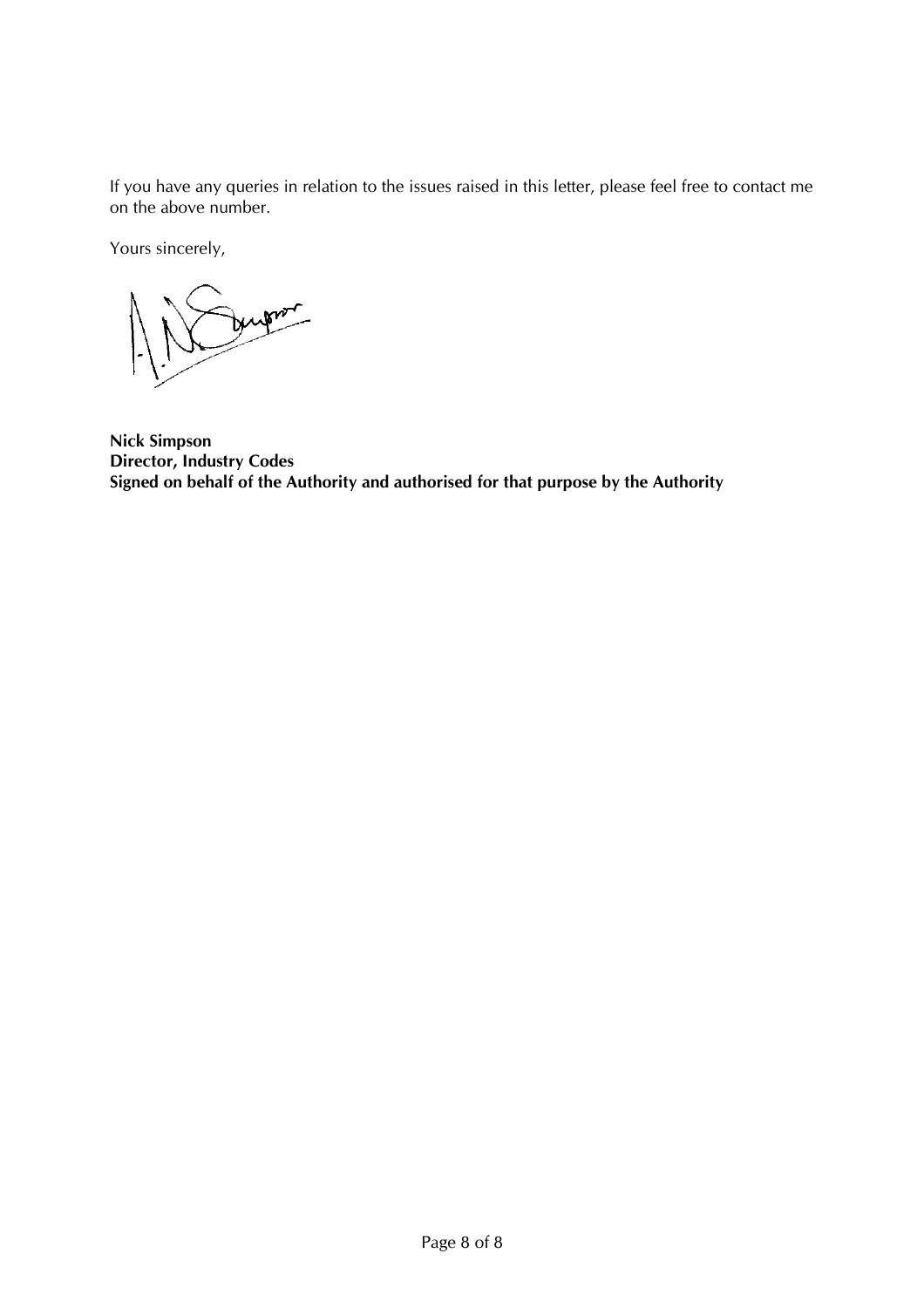If you have any queries in relation to the issues raised in this letter, please feel free to contact me on the above number.

Yours sincerely,

**Nick Simpson**
**Director, Industry Codes**
**Signed on behalf of the Authority and authorised for that purpose by the Authority**